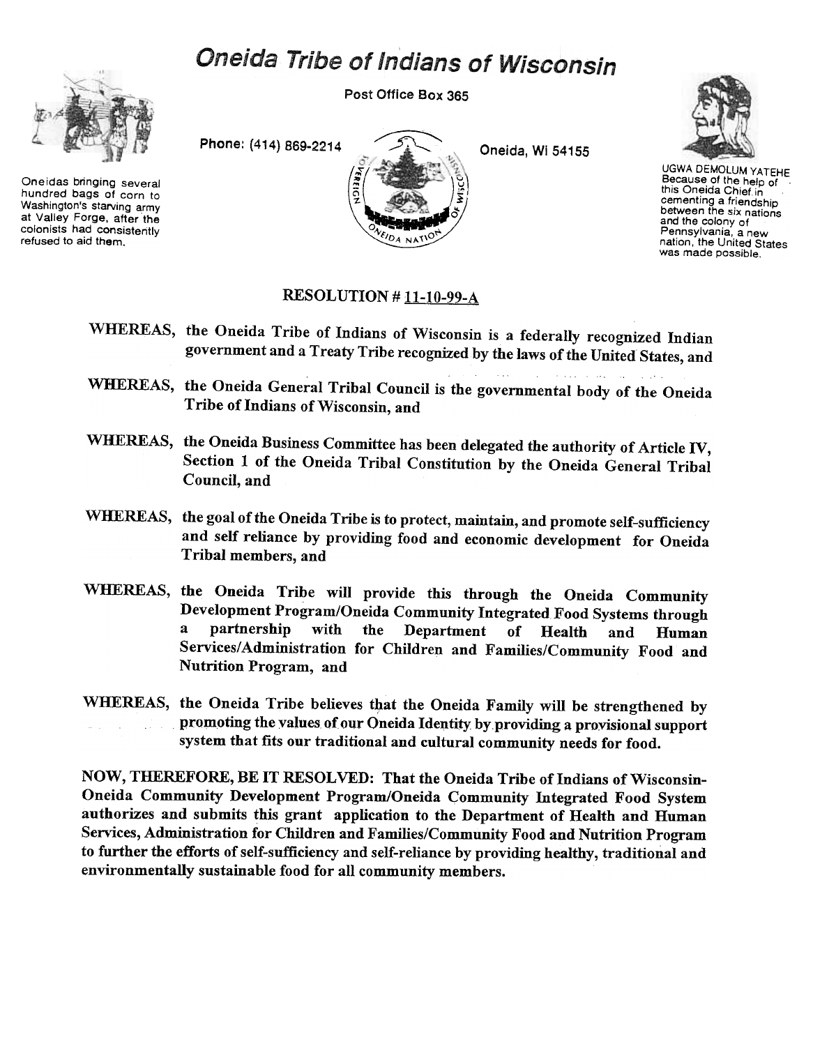# Oneida Tribe of Indians of Wisconsin

Post Office Box 365

Phone: (414) 869-2214

Oneida, WI 54155

Oneidas bringing several hundred bags of corn to Washington's starving army at Valley Forge, after the colonists had consistently refused to aid them.

UGWA DEMOLUM YATEHE
Because of the help of this Oneida Chief in cementing a friendship between the six nations and the colony of Pennsylvania, a new nation, the United States was made possible.

## RESOLUTION # 11-10-99-A

**WHEREAS,** the Oneida Tribe of Indians of Wisconsin is a federally recognized Indian government and a Treaty Tribe recognized by the laws of the United States, and

**WHEREAS,** the Oneida General Tribal Council is the governmental body of the Oneida Tribe of Indians of Wisconsin, and

**WHEREAS,** the Oneida Business Committee has been delegated the authority of Article IV, Section 1 of the Oneida Tribal Constitution by the Oneida General Tribal Council, and

**WHEREAS,** the goal of the Oneida Tribe is to protect, maintain, and promote self-sufficiency and self reliance by providing food and economic development for Oneida Tribal members, and

**WHEREAS,** the Oneida Tribe will provide this through the Oneida Community Development Program/Oneida Community Integrated Food Systems through a partnership with the Department of Health and Human Services/Administration for Children and Families/Community Food and Nutrition Program, and

**WHEREAS,** the Oneida Tribe believes that the Oneida Family will be strengthened by promoting the values of our Oneida Identity by providing a provisional support system that fits our traditional and cultural community needs for food.

**NOW, THEREFORE, BE IT RESOLVED:** That the Oneida Tribe of Indians of Wisconsin-Oneida Community Development Program/Oneida Community Integrated Food System authorizes and submits this grant application to the Department of Health and Human Services, Administration for Children and Families/Community Food and Nutrition Program to further the efforts of self-sufficiency and self-reliance by providing healthy, traditional and environmentally sustainable food for all community members.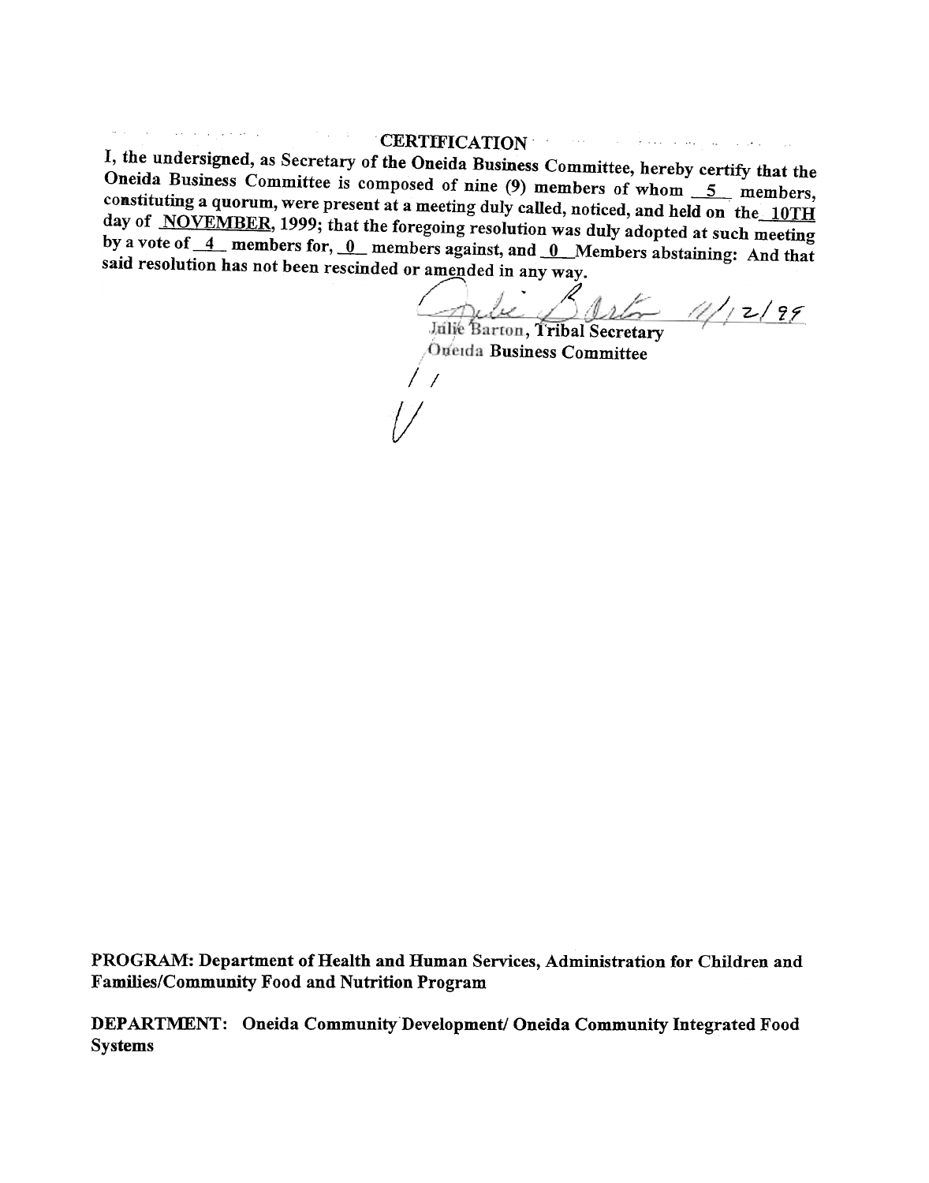## CERTIFICATION

I, the undersigned, as Secretary of the Oneida Business Committee, hereby certify that the Oneida Business Committee is composed of nine (9) members of whom 5 members, constituting a quorum, were present at a meeting duly called, noticed, and held on the 10TH day of NOVEMBER, 1999; that the foregoing resolution was duly adopted at such meeting by a vote of 4 members for, 0 members against, and 0 Members abstaining: And that said resolution has not been rescinded or amended in any way.

11/12/99

Julie Barton, Tribal Secretary
Oneida Business Committee

**PROGRAM: Department of Health and Human Services, Administration for Children and Families/Community Food and Nutrition Program**

**DEPARTMENT: Oneida Community Development/ Oneida Community Integrated Food Systems**